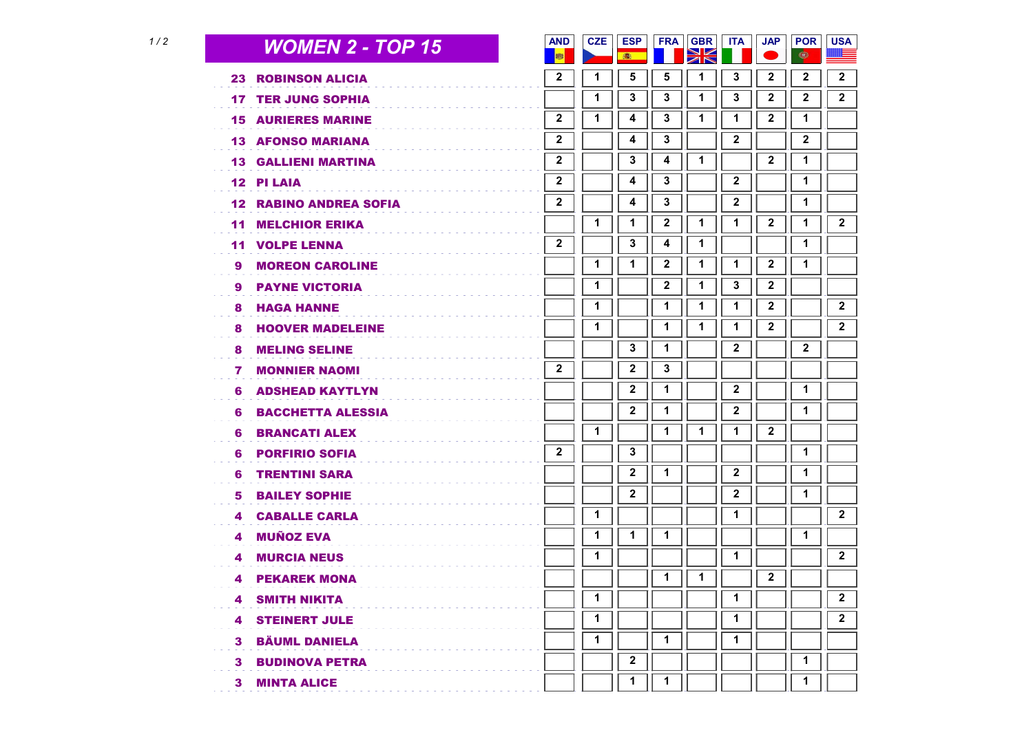## WOMEN 2 - TOP 15

| Points | Name | AND | CZE | ESP | FRA | GBR | ITA | JAP | POR | USA |
|---|---|---|---|---|---|---|---|---|---|---|
| 23 | ROBINSON ALICIA | 2 | 1 | 5 | 5 | 1 | 3 | 2 | 2 | 2 |
| 17 | TER JUNG SOPHIA | | 1 | 3 | 3 | 1 | 3 | 2 | 2 | 2 |
| 15 | AURIERES MARINE | 2 | 1 | 4 | 3 | 1 | 1 | 2 | 1 | |
| 13 | AFONSO MARIANA | 2 | | 4 | 3 | | 2 | | 2 | |
| 13 | GALLIENI MARTINA | 2 | | 3 | 4 | 1 | | 2 | 1 | |
| 12 | PI LAIA | 2 | | 4 | 3 | | 2 | | 1 | |
| 12 | RABINO ANDREA SOFIA | 2 | | 4 | 3 | | 2 | | 1 | |
| 11 | MELCHIOR ERIKA | | 1 | 1 | 2 | 1 | 1 | 2 | 1 | 2 |
| 11 | VOLPE LENNA | 2 | | 3 | 4 | 1 | | | 1 | |
| 9 | MOREON CAROLINE | | 1 | 1 | 2 | 1 | 1 | 2 | 1 | |
| 9 | PAYNE VICTORIA | | 1 | | 2 | 1 | 3 | 2 | | |
| 8 | HAGA HANNE | | 1 | | 1 | 1 | 1 | 2 | | 2 |
| 8 | HOOVER MADELEINE | | 1 | | 1 | 1 | 1 | 2 | | 2 |
| 8 | MELING SELINE | | | 3 | 1 | | 2 | | 2 | |
| 7 | MONNIER NAOMI | 2 | | 2 | 3 | | | | | |
| 6 | ADSHEAD KAYTLYN | | | 2 | 1 | | 2 | | 1 | |
| 6 | BACCHETTA ALESSIA | | | 2 | 1 | | 2 | | 1 | |
| 6 | BRANCATI ALEX | | 1 | | 1 | 1 | 1 | 2 | | |
| 6 | PORFIRIO SOFIA | 2 | | 3 | | | | | 1 | |
| 6 | TRENTINI SARA | | | 2 | 1 | | 2 | | 1 | |
| 5 | BAILEY SOPHIE | | | 2 | | | 2 | | 1 | |
| 4 | CABALLE CARLA | | 1 | | | | 1 | | | 2 |
| 4 | MUÑOZ EVA | | 1 | 1 | 1 | | | | 1 | |
| 4 | MURCIA NEUS | | 1 | | | | 1 | | | 2 |
| 4 | PEKAREK MONA | | | | 1 | 1 | | 2 | | |
| 4 | SMITH NIKITA | | 1 | | | | 1 | | | 2 |
| 4 | STEINERT JULE | | 1 | | | | 1 | | | 2 |
| 3 | BÄUML DANIELA | | 1 | | 1 | | 1 | | | |
| 3 | BUDINOVA PETRA | | | 2 | | | | | 1 | |
| 3 | MINTA ALICE | | | 1 | 1 | | | | 1 | |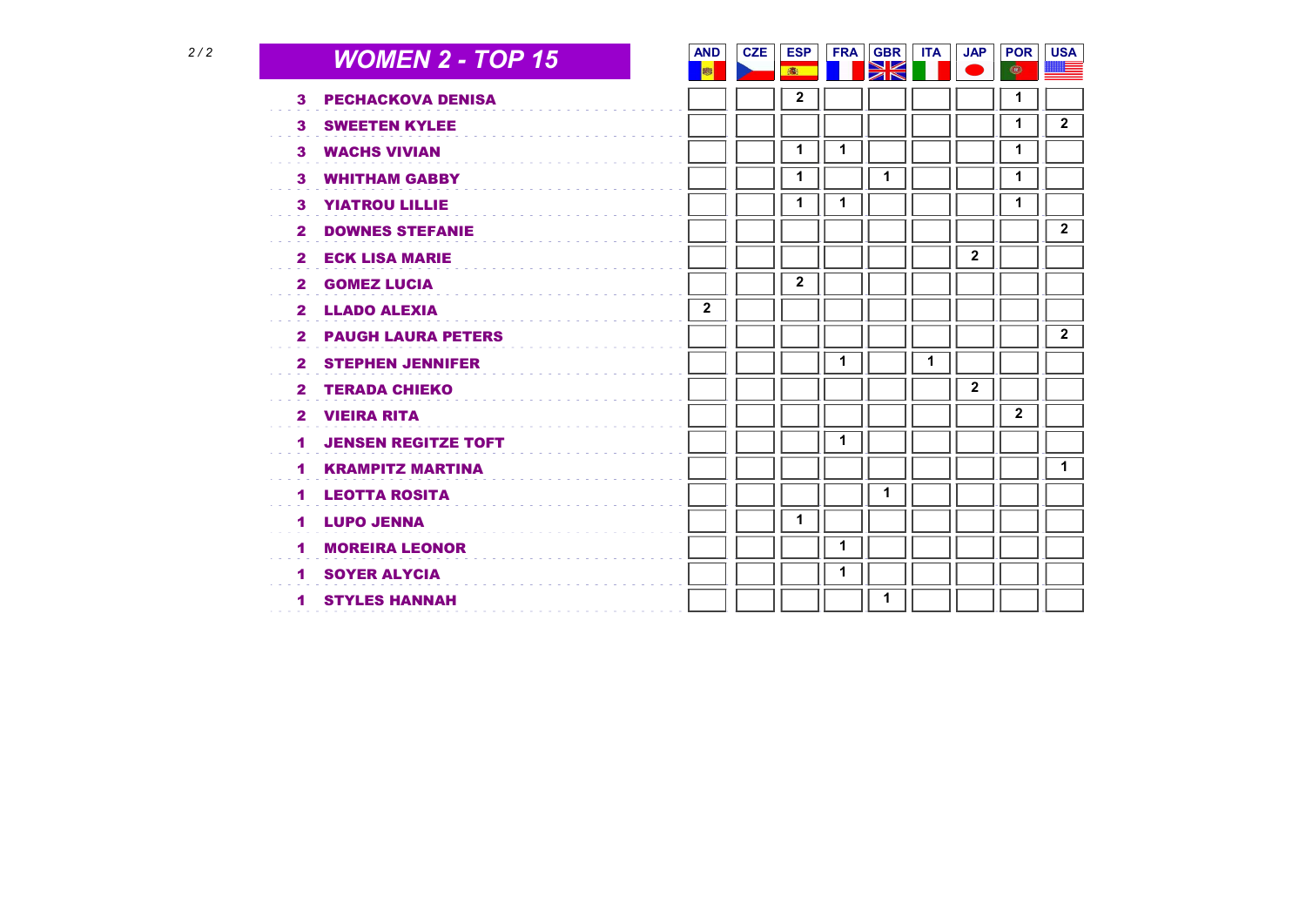## WOMEN 2 - TOP 15

| | | AND | CZE | ESP | FRA | GBR | ITA | JAP | POR | USA |
|---|---|---|---|---|---|---|---|---|---|---|
| 3 | PECHACKOVA DENISA | | | 2 | | | | | 1 | |
| 3 | SWEETEN KYLEE | | | | | | | | 1 | 2 |
| 3 | WACHS VIVIAN | | | 1 | 1 | | | | 1 | |
| 3 | WHITHAM GABBY | | | 1 | | 1 | | | 1 | |
| 3 | YIATROU LILLIE | | | 1 | 1 | | | | 1 | |
| 2 | DOWNES STEFANIE | | | | | | | | | 2 |
| 2 | ECK LISA MARIE | | | | | | | 2 | | |
| 2 | GOMEZ LUCIA | | | 2 | | | | | | |
| 2 | LLADO ALEXIA | 2 | | | | | | | | |
| 2 | PAUGH LAURA PETERS | | | | | | | | | 2 |
| 2 | STEPHEN JENNIFER | | | | 1 | | 1 | | | |
| 2 | TERADA CHIEKO | | | | | | | 2 | | |
| 2 | VIEIRA RITA | | | | | | | | 2 | |
| 1 | JENSEN REGITZE TOFT | | | | 1 | | | | | |
| 1 | KRAMPITZ MARTINA | | | | | | | | | 1 |
| 1 | LEOTTA ROSITA | | | | | 1 | | | | |
| 1 | LUPO JENNA | | | 1 | | | | | | |
| 1 | MOREIRA LEONOR | | | | 1 | | | | | |
| 1 | SOYER ALYCIA | | | | 1 | | | | | |
| 1 | STYLES HANNAH | | | | | 1 | | | | |